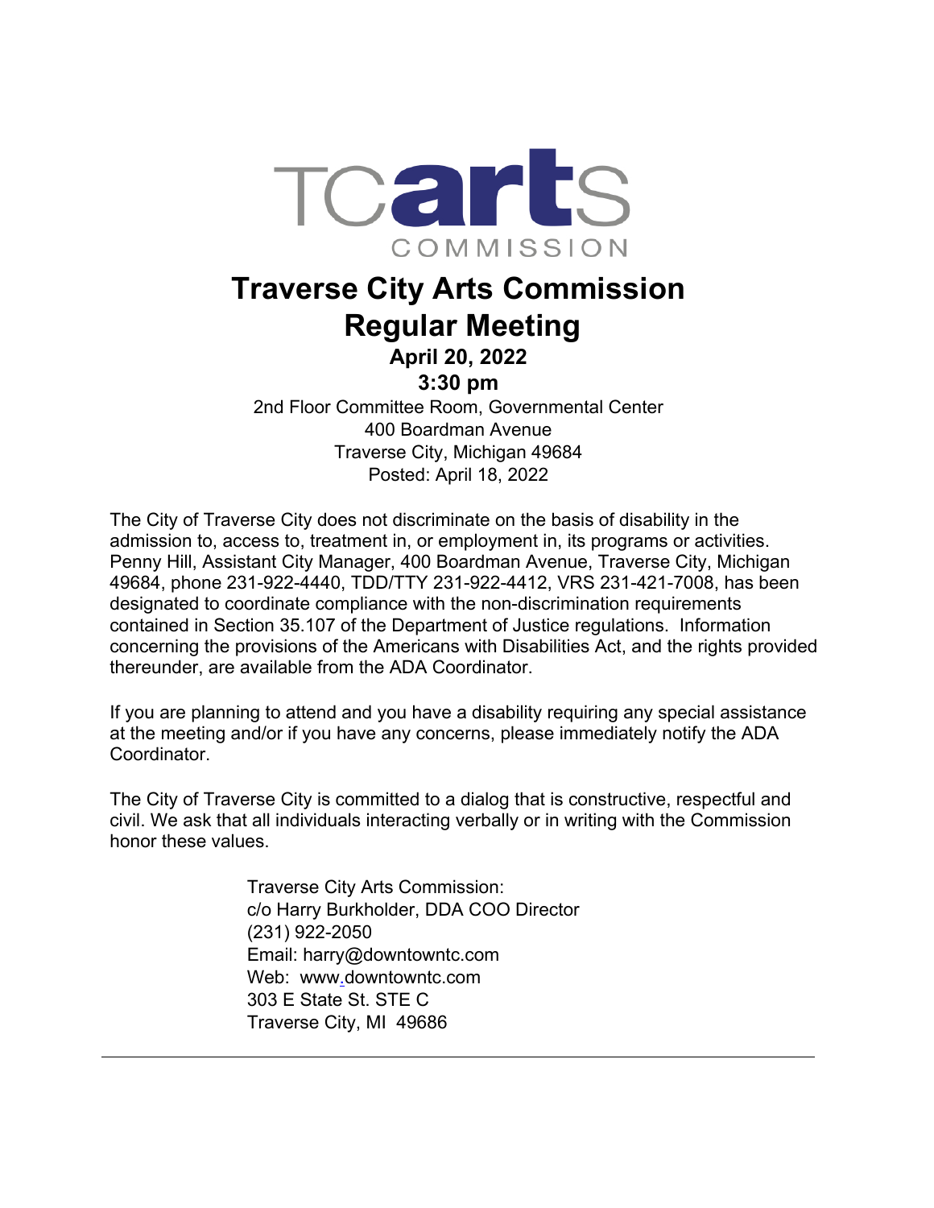TCarts COMMISSION

# Traverse City Arts Commission
# Regular Meeting

### April 20, 2022
### 3:30 pm

2nd Floor Committee Room, Governmental Center
400 Boardman Avenue
Traverse City, Michigan 49684
Posted: April 18, 2022

The City of Traverse City does not discriminate on the basis of disability in the admission to, access to, treatment in, or employment in, its programs or activities. Penny Hill, Assistant City Manager, 400 Boardman Avenue, Traverse City, Michigan 49684, phone 231-922-4440, TDD/TTY 231-922-4412, VRS 231-421-7008, has been designated to coordinate compliance with the non-discrimination requirements contained in Section 35.107 of the Department of Justice regulations. Information concerning the provisions of the Americans with Disabilities Act, and the rights provided thereunder, are available from the ADA Coordinator.

If you are planning to attend and you have a disability requiring any special assistance at the meeting and/or if you have any concerns, please immediately notify the ADA Coordinator.

The City of Traverse City is committed to a dialog that is constructive, respectful and civil. We ask that all individuals interacting verbally or in writing with the Commission honor these values.

Traverse City Arts Commission:
c/o Harry Burkholder, DDA COO Director
(231) 922-2050
Email: harry@downtowntc.com
Web: www.downtowntc.com
303 E State St. STE C
Traverse City, MI 49686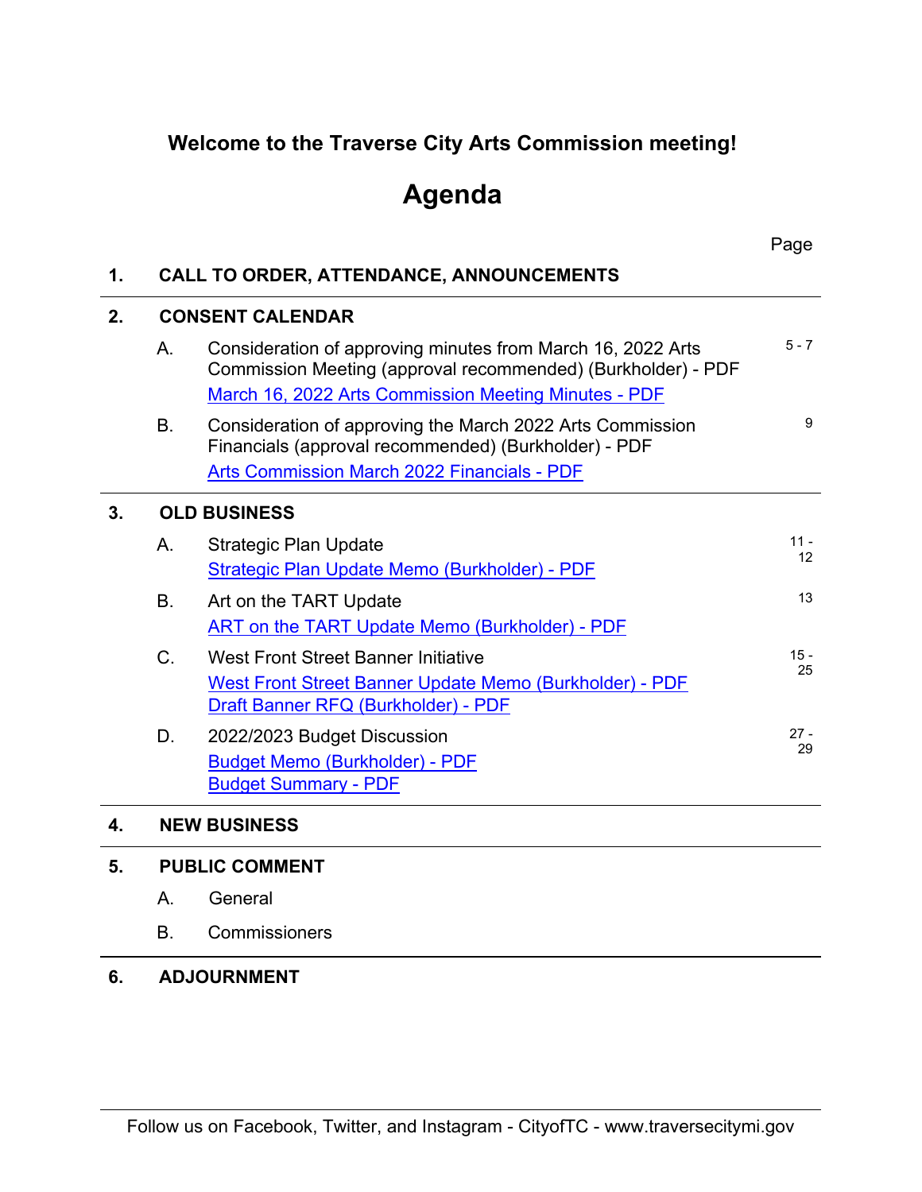## Welcome to the Traverse City Arts Commission meeting!

# Agenda

Page

**1. CALL TO ORDER, ATTENDANCE, ANNOUNCEMENTS**

**2. CONSENT CALENDAR**

A. Consideration of approving minutes from March 16, 2022 Arts Commission Meeting (approval recommended) (Burkholder) - PDF — 5 - 7
March 16, 2022 Arts Commission Meeting Minutes - PDF

B. Consideration of approving the March 2022 Arts Commission Financials (approval recommended) (Burkholder) - PDF — 9
Arts Commission March 2022 Financials - PDF

**3. OLD BUSINESS**

A. Strategic Plan Update — 11 - 12
Strategic Plan Update Memo (Burkholder) - PDF

B. Art on the TART Update — 13
ART on the TART Update Memo (Burkholder) - PDF

C. West Front Street Banner Initiative — 15 - 25
West Front Street Banner Update Memo (Burkholder) - PDF
Draft Banner RFQ (Burkholder) - PDF

D. 2022/2023 Budget Discussion — 27 - 29
Budget Memo (Burkholder) - PDF
Budget Summary - PDF

**4. NEW BUSINESS**

**5. PUBLIC COMMENT**

A. General

B. Commissioners

**6. ADJOURNMENT**

Follow us on Facebook, Twitter, and Instagram - CityofTC - www.traversecitymi.gov